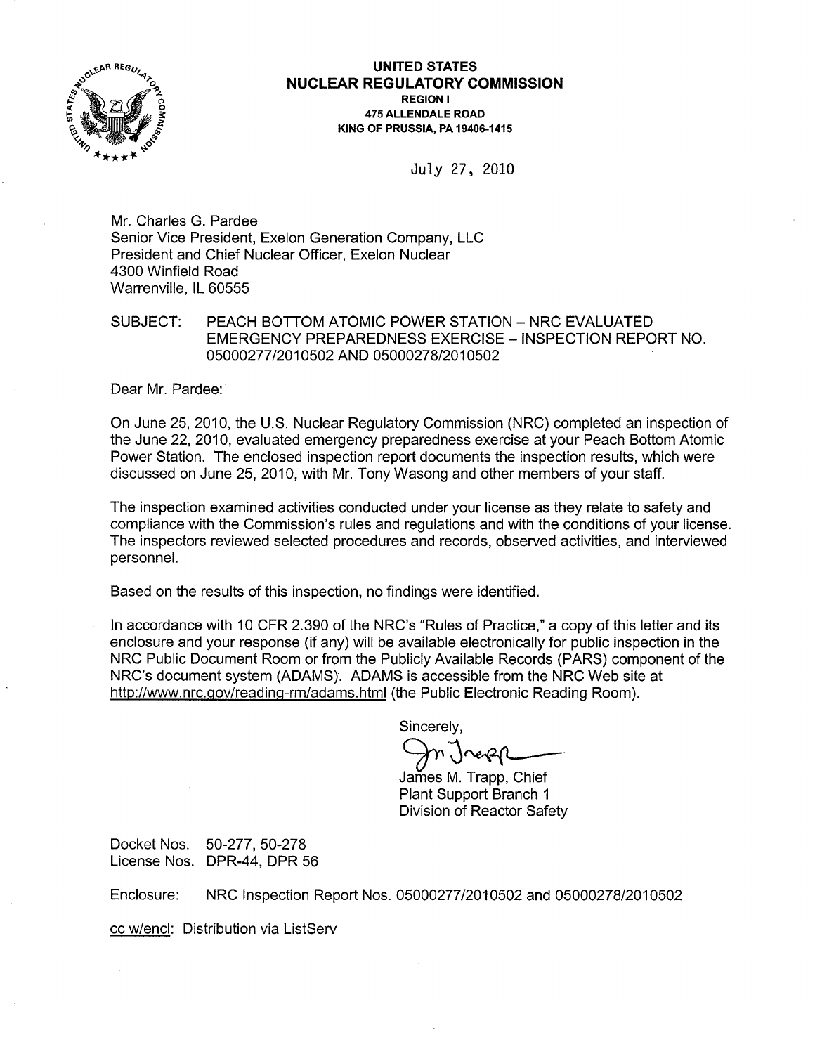**UNITED STATES**
**NUCLEAR REGULATORY COMMISSION**
**REGION I**
**475 ALLENDALE ROAD**
**KING OF PRUSSIA, PA 19406-1415**

July 27, 2010

Mr. Charles G. Pardee
Senior Vice President, Exelon Generation Company, LLC
President and Chief Nuclear Officer, Exelon Nuclear
4300 Winfield Road
Warrenville, IL 60555

SUBJECT: PEACH BOTTOM ATOMIC POWER STATION – NRC EVALUATED EMERGENCY PREPAREDNESS EXERCISE – INSPECTION REPORT NO. 05000277/2010502 AND 05000278/2010502

Dear Mr. Pardee:

On June 25, 2010, the U.S. Nuclear Regulatory Commission (NRC) completed an inspection of the June 22, 2010, evaluated emergency preparedness exercise at your Peach Bottom Atomic Power Station. The enclosed inspection report documents the inspection results, which were discussed on June 25, 2010, with Mr. Tony Wasong and other members of your staff.

The inspection examined activities conducted under your license as they relate to safety and compliance with the Commission's rules and regulations and with the conditions of your license. The inspectors reviewed selected procedures and records, observed activities, and interviewed personnel.

Based on the results of this inspection, no findings were identified.

In accordance with 10 CFR 2.390 of the NRC's "Rules of Practice," a copy of this letter and its enclosure and your response (if any) will be available electronically for public inspection in the NRC Public Document Room or from the Publicly Available Records (PARS) component of the NRC's document system (ADAMS). ADAMS is accessible from the NRC Web site at http://www.nrc.gov/reading-rm/adams.html (the Public Electronic Reading Room).

Sincerely,

James M. Trapp, Chief
Plant Support Branch 1
Division of Reactor Safety

Docket Nos. 50-277, 50-278
License Nos. DPR-44, DPR 56

Enclosure: NRC Inspection Report Nos. 05000277/2010502 and 05000278/2010502

cc w/encl: Distribution via ListServ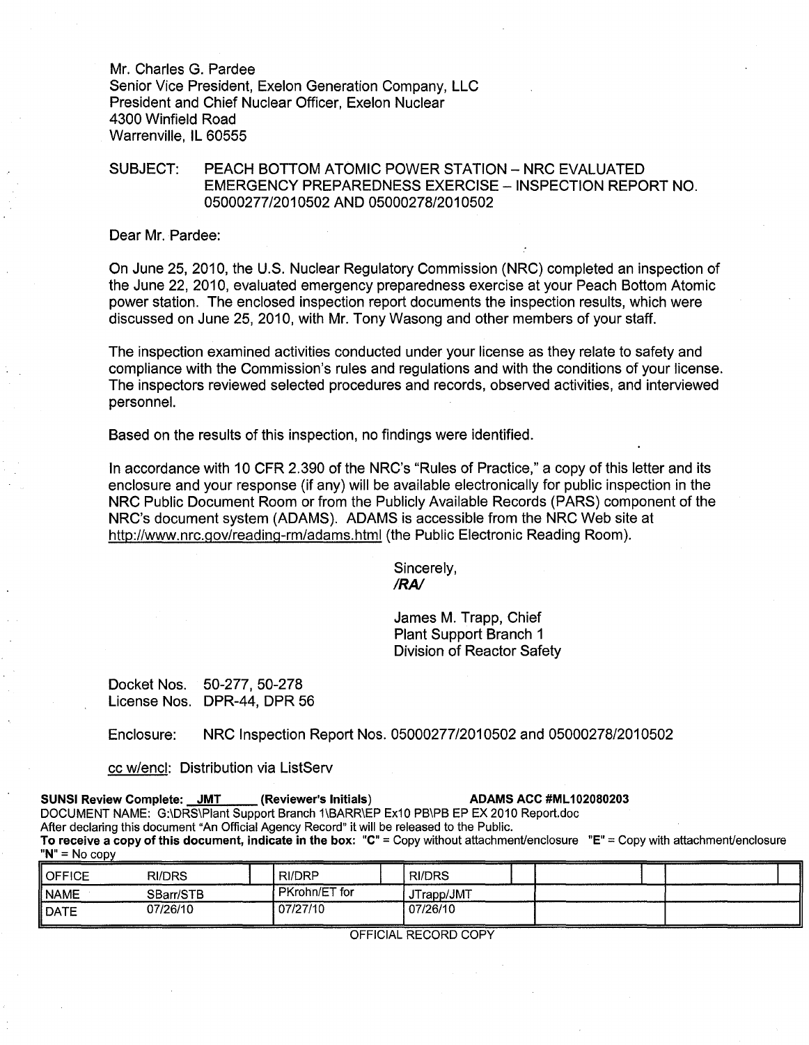Mr. Charles G. Pardee
Senior Vice President, Exelon Generation Company, LLC
President and Chief Nuclear Officer, Exelon Nuclear
4300 Winfield Road
Warrenville, IL 60555

SUBJECT: PEACH BOTTOM ATOMIC POWER STATION – NRC EVALUATED EMERGENCY PREPAREDNESS EXERCISE – INSPECTION REPORT NO. 05000277/2010502 AND 05000278/2010502

Dear Mr. Pardee:

On June 25, 2010, the U.S. Nuclear Regulatory Commission (NRC) completed an inspection of the June 22, 2010, evaluated emergency preparedness exercise at your Peach Bottom Atomic power station. The enclosed inspection report documents the inspection results, which were discussed on June 25, 2010, with Mr. Tony Wasong and other members of your staff.

The inspection examined activities conducted under your license as they relate to safety and compliance with the Commission's rules and regulations and with the conditions of your license. The inspectors reviewed selected procedures and records, observed activities, and interviewed personnel.

Based on the results of this inspection, no findings were identified.

In accordance with 10 CFR 2.390 of the NRC's "Rules of Practice," a copy of this letter and its enclosure and your response (if any) will be available electronically for public inspection in the NRC Public Document Room or from the Publicly Available Records (PARS) component of the NRC's document system (ADAMS). ADAMS is accessible from the NRC Web site at http://www.nrc.gov/reading-rm/adams.html (the Public Electronic Reading Room).

Sincerely,
***/RA/***

James M. Trapp, Chief
Plant Support Branch 1
Division of Reactor Safety

Docket Nos. 50-277, 50-278
License Nos. DPR-44, DPR 56

Enclosure: NRC Inspection Report Nos. 05000277/2010502 and 05000278/2010502

cc w/encl: Distribution via ListServ

**SUNSI Review Complete:** JMT **(Reviewer's Initials)** **ADAMS ACC #ML102080203**

DOCUMENT NAME: G:\DRS\Plant Support Branch 1\BARR\EP Ex10 PB\PB EP EX 2010 Report.doc

After declaring this document "An Official Agency Record" it will be released to the Public.

**To receive a copy of this document, indicate in the box: "C"** = Copy without attachment/enclosure **"E"** = Copy with attachment/enclosure **"N"** = No copy

| OFFICE | RI/DRS | RI/DRP | RI/DRS | | |
|---|---|---|---|---|---|
| NAME | SBarr/STB | PKrohn/ET for | JTrapp/JMT | | |
| DATE | 07/26/10 | 07/27/10 | 07/26/10 | | |

OFFICIAL RECORD COPY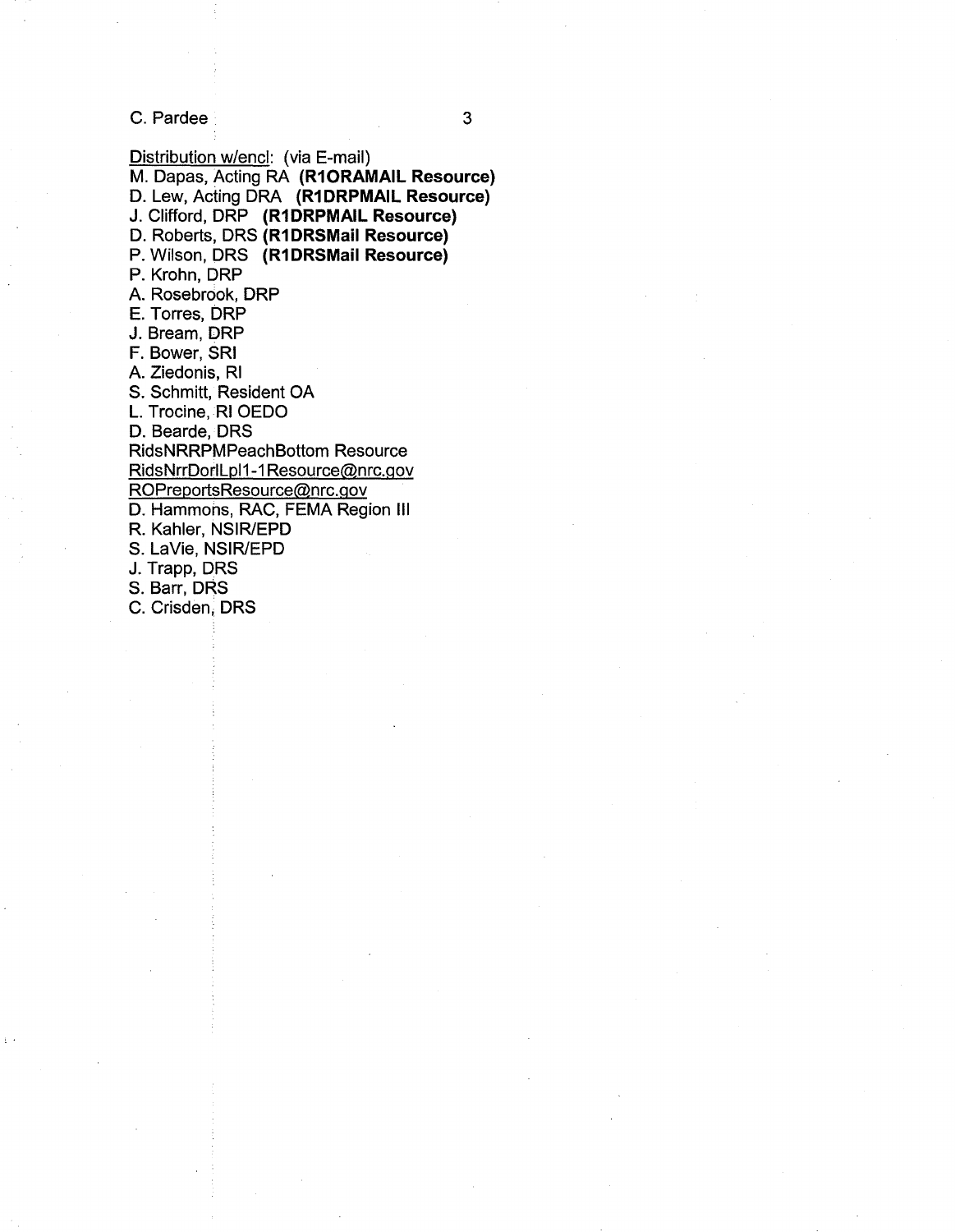Distribution w/encl: (via E-mail)
M. Dapas, Acting RA **(R1ORAMAIL Resource)**
D. Lew, Acting DRA **(R1DRPMAIL Resource)**
J. Clifford, DRP **(R1DRPMAIL Resource)**
D. Roberts, DRS **(R1DRSMail Resource)**
P. Wilson, DRS **(R1DRSMail Resource)**
P. Krohn, DRP
A. Rosebrook, DRP
E. Torres, DRP
J. Bream, DRP
F. Bower, SRI
A. Ziedonis, RI
S. Schmitt, Resident OA
L. Trocine, RI OEDO
D. Bearde, DRS
RidsNRRPMPeachBottom Resource
RidsNrrDorlLpl1-1Resource@nrc.gov
ROPreportsResource@nrc.gov
D. Hammons, RAC, FEMA Region III
R. Kahler, NSIR/EPD
S. LaVie, NSIR/EPD
J. Trapp, DRS
S. Barr, DRS
C. Crisden, DRS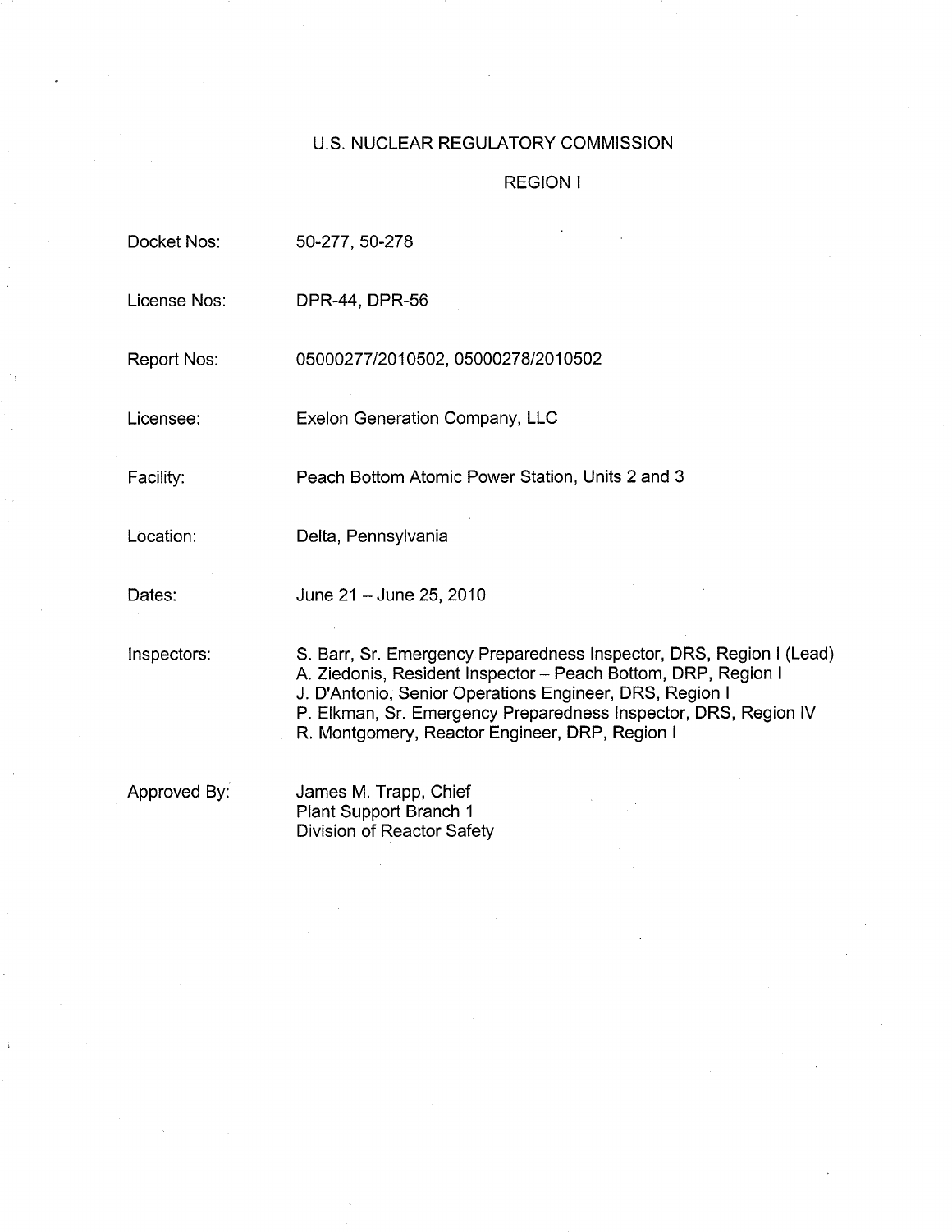# U.S. NUCLEAR REGULATORY COMMISSION

## REGION I

| | |
|---|---|
| Docket Nos: | 50-277, 50-278 |
| License Nos: | DPR-44, DPR-56 |
| Report Nos: | 05000277/2010502, 05000278/2010502 |
| Licensee: | Exelon Generation Company, LLC |
| Facility: | Peach Bottom Atomic Power Station, Units 2 and 3 |
| Location: | Delta, Pennsylvania |
| Dates: | June 21 – June 25, 2010 |
| Inspectors: | S. Barr, Sr. Emergency Preparedness Inspector, DRS, Region I (Lead)<br>A. Ziedonis, Resident Inspector – Peach Bottom, DRP, Region I<br>J. D'Antonio, Senior Operations Engineer, DRS, Region I<br>P. Elkman, Sr. Emergency Preparedness Inspector, DRS, Region IV<br>R. Montgomery, Reactor Engineer, DRP, Region I |
| Approved By: | James M. Trapp, Chief<br>Plant Support Branch 1<br>Division of Reactor Safety |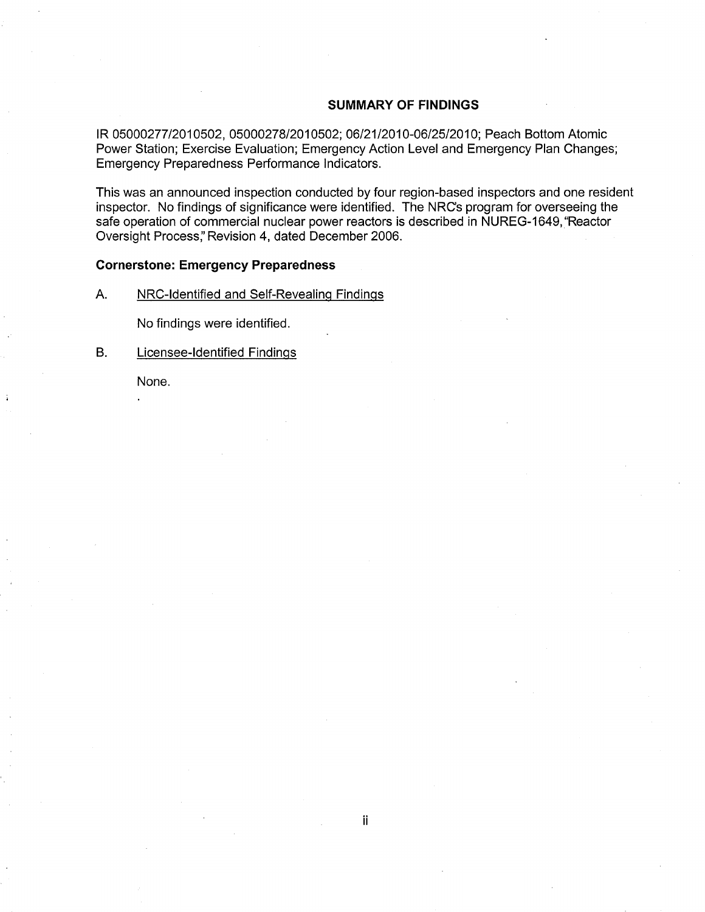## SUMMARY OF FINDINGS

IR 05000277/2010502, 05000278/2010502; 06/21/2010-06/25/2010; Peach Bottom Atomic Power Station; Exercise Evaluation; Emergency Action Level and Emergency Plan Changes; Emergency Preparedness Performance Indicators.

This was an announced inspection conducted by four region-based inspectors and one resident inspector. No findings of significance were identified. The NRC's program for overseeing the safe operation of commercial nuclear power reactors is described in NUREG-1649, "Reactor Oversight Process," Revision 4, dated December 2006.

### Cornerstone: Emergency Preparedness

A. NRC-Identified and Self-Revealing Findings

No findings were identified.

B. Licensee-Identified Findings

None.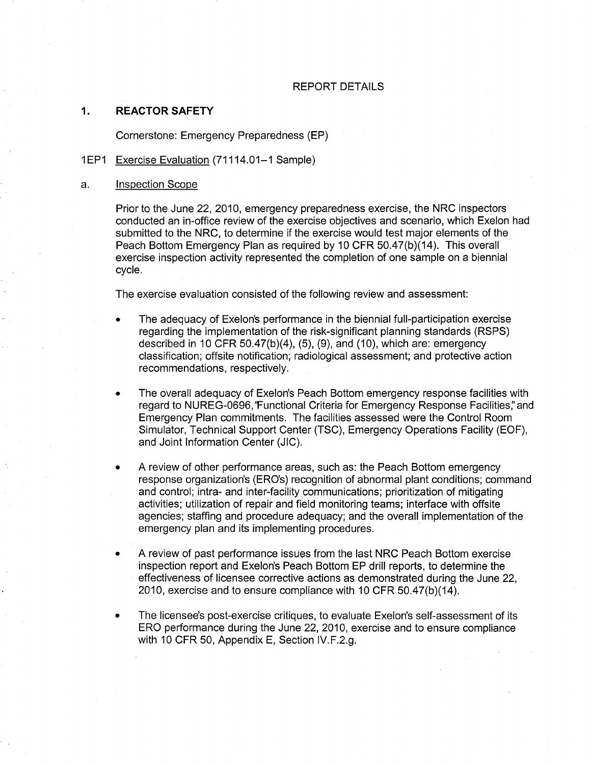## REPORT DETAILS

## 1. REACTOR SAFETY

Cornerstone: Emergency Preparedness (EP)

### 1EP1 Exercise Evaluation (71114.01–1 Sample)

a. Inspection Scope

Prior to the June 22, 2010, emergency preparedness exercise, the NRC inspectors conducted an in-office review of the exercise objectives and scenario, which Exelon had submitted to the NRC, to determine if the exercise would test major elements of the Peach Bottom Emergency Plan as required by 10 CFR 50.47(b)(14). This overall exercise inspection activity represented the completion of one sample on a biennial cycle.

The exercise evaluation consisted of the following review and assessment:

- The adequacy of Exelon's performance in the biennial full-participation exercise regarding the implementation of the risk-significant planning standards (RSPS) described in 10 CFR 50.47(b)(4), (5), (9), and (10), which are: emergency classification; offsite notification; radiological assessment; and protective action recommendations, respectively.
- The overall adequacy of Exelon's Peach Bottom emergency response facilities with regard to NUREG-0696, "Functional Criteria for Emergency Response Facilities," and Emergency Plan commitments. The facilities assessed were the Control Room Simulator, Technical Support Center (TSC), Emergency Operations Facility (EOF), and Joint Information Center (JIC).
- A review of other performance areas, such as: the Peach Bottom emergency response organization's (ERO's) recognition of abnormal plant conditions; command and control; intra- and inter-facility communications; prioritization of mitigating activities; utilization of repair and field monitoring teams; interface with offsite agencies; staffing and procedure adequacy; and the overall implementation of the emergency plan and its implementing procedures.
- A review of past performance issues from the last NRC Peach Bottom exercise inspection report and Exelon's Peach Bottom EP drill reports, to determine the effectiveness of licensee corrective actions as demonstrated during the June 22, 2010, exercise and to ensure compliance with 10 CFR 50.47(b)(14).
- The licensee's post-exercise critiques, to evaluate Exelon's self-assessment of its ERO performance during the June 22, 2010, exercise and to ensure compliance with 10 CFR 50, Appendix E, Section IV.F.2.g.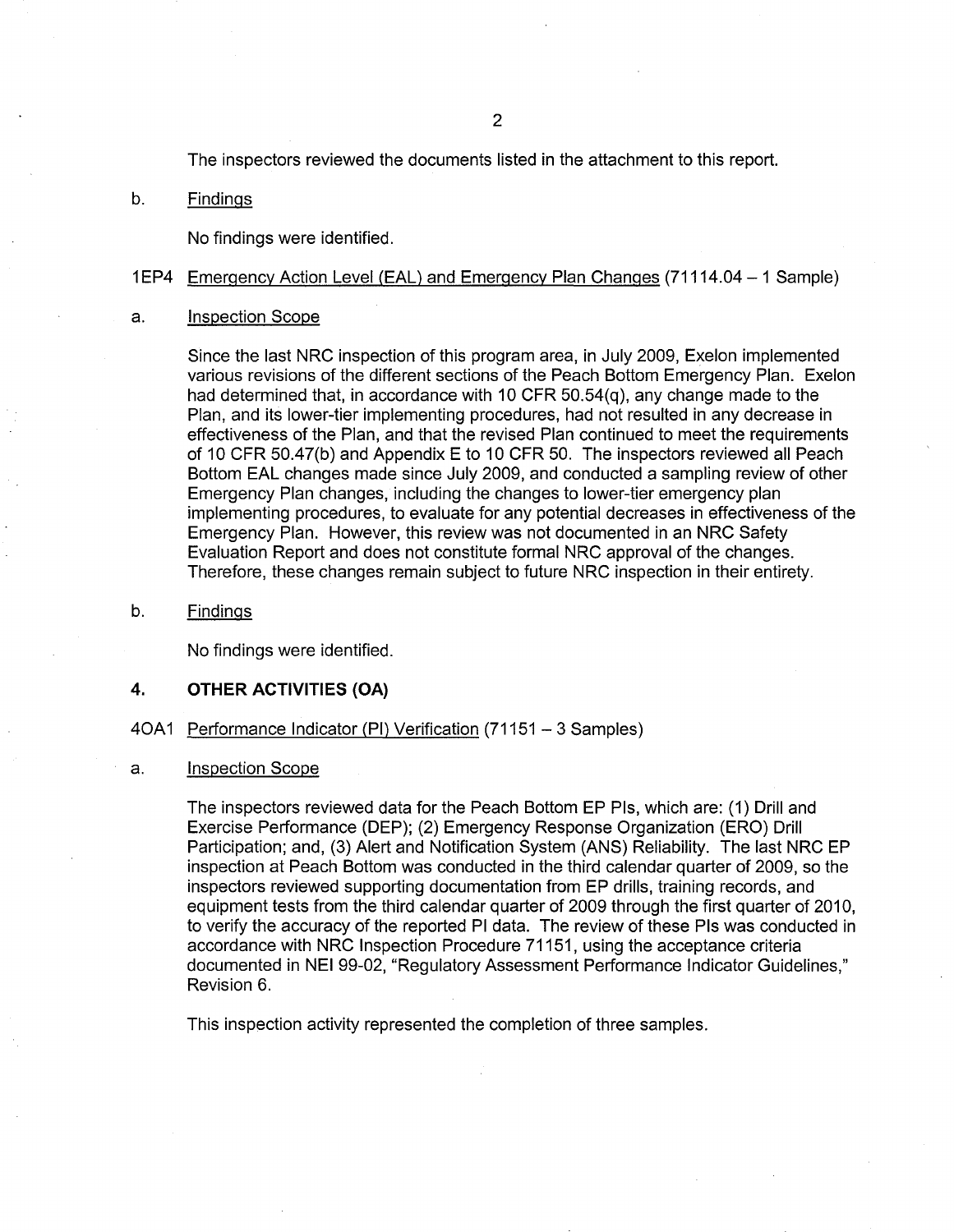The inspectors reviewed the documents listed in the attachment to this report.

b. Findings

No findings were identified.

1EP4 Emergency Action Level (EAL) and Emergency Plan Changes (71114.04 – 1 Sample)

a. Inspection Scope

Since the last NRC inspection of this program area, in July 2009, Exelon implemented various revisions of the different sections of the Peach Bottom Emergency Plan. Exelon had determined that, in accordance with 10 CFR 50.54(q), any change made to the Plan, and its lower-tier implementing procedures, had not resulted in any decrease in effectiveness of the Plan, and that the revised Plan continued to meet the requirements of 10 CFR 50.47(b) and Appendix E to 10 CFR 50. The inspectors reviewed all Peach Bottom EAL changes made since July 2009, and conducted a sampling review of other Emergency Plan changes, including the changes to lower-tier emergency plan implementing procedures, to evaluate for any potential decreases in effectiveness of the Emergency Plan. However, this review was not documented in an NRC Safety Evaluation Report and does not constitute formal NRC approval of the changes. Therefore, these changes remain subject to future NRC inspection in their entirety.

b. Findings

No findings were identified.

## 4. OTHER ACTIVITIES (OA)

4OA1 Performance Indicator (PI) Verification (71151 – 3 Samples)

a. Inspection Scope

The inspectors reviewed data for the Peach Bottom EP PIs, which are: (1) Drill and Exercise Performance (DEP); (2) Emergency Response Organization (ERO) Drill Participation; and, (3) Alert and Notification System (ANS) Reliability. The last NRC EP inspection at Peach Bottom was conducted in the third calendar quarter of 2009, so the inspectors reviewed supporting documentation from EP drills, training records, and equipment tests from the third calendar quarter of 2009 through the first quarter of 2010, to verify the accuracy of the reported PI data. The review of these PIs was conducted in accordance with NRC Inspection Procedure 71151, using the acceptance criteria documented in NEI 99-02, "Regulatory Assessment Performance Indicator Guidelines," Revision 6.

This inspection activity represented the completion of three samples.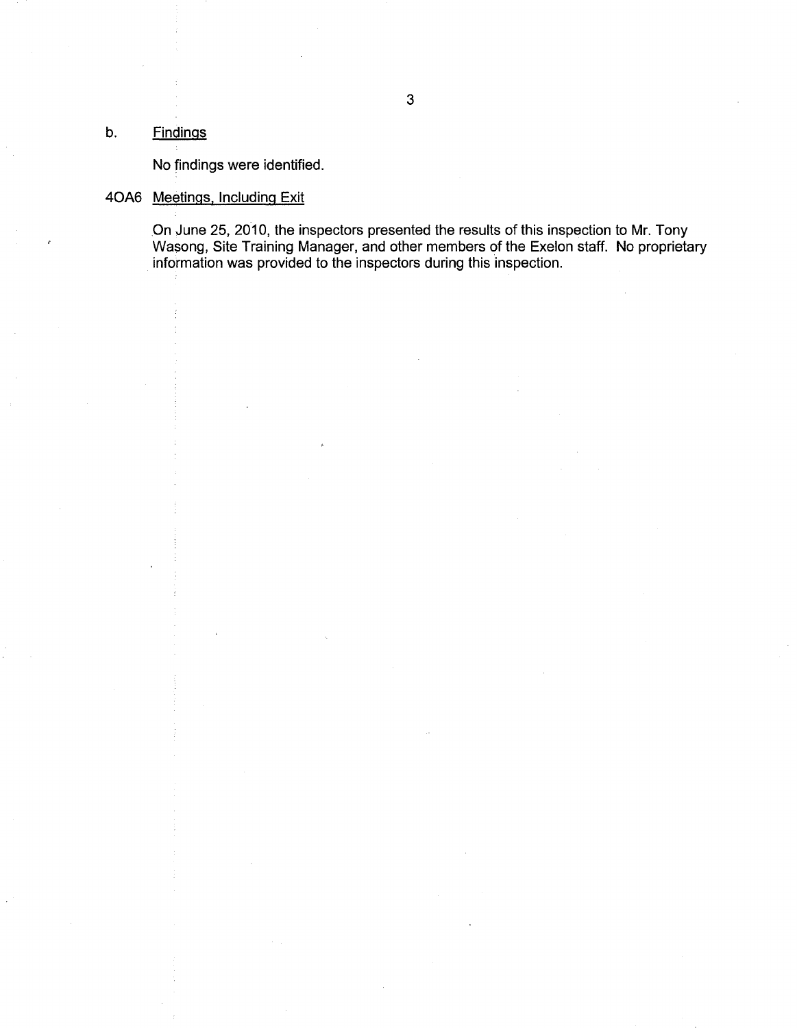b. <u>Findings</u>

No findings were identified.

4OA6 <u>Meetings, Including Exit</u>

On June 25, 2010, the inspectors presented the results of this inspection to Mr. Tony Wasong, Site Training Manager, and other members of the Exelon staff. No proprietary information was provided to the inspectors during this inspection.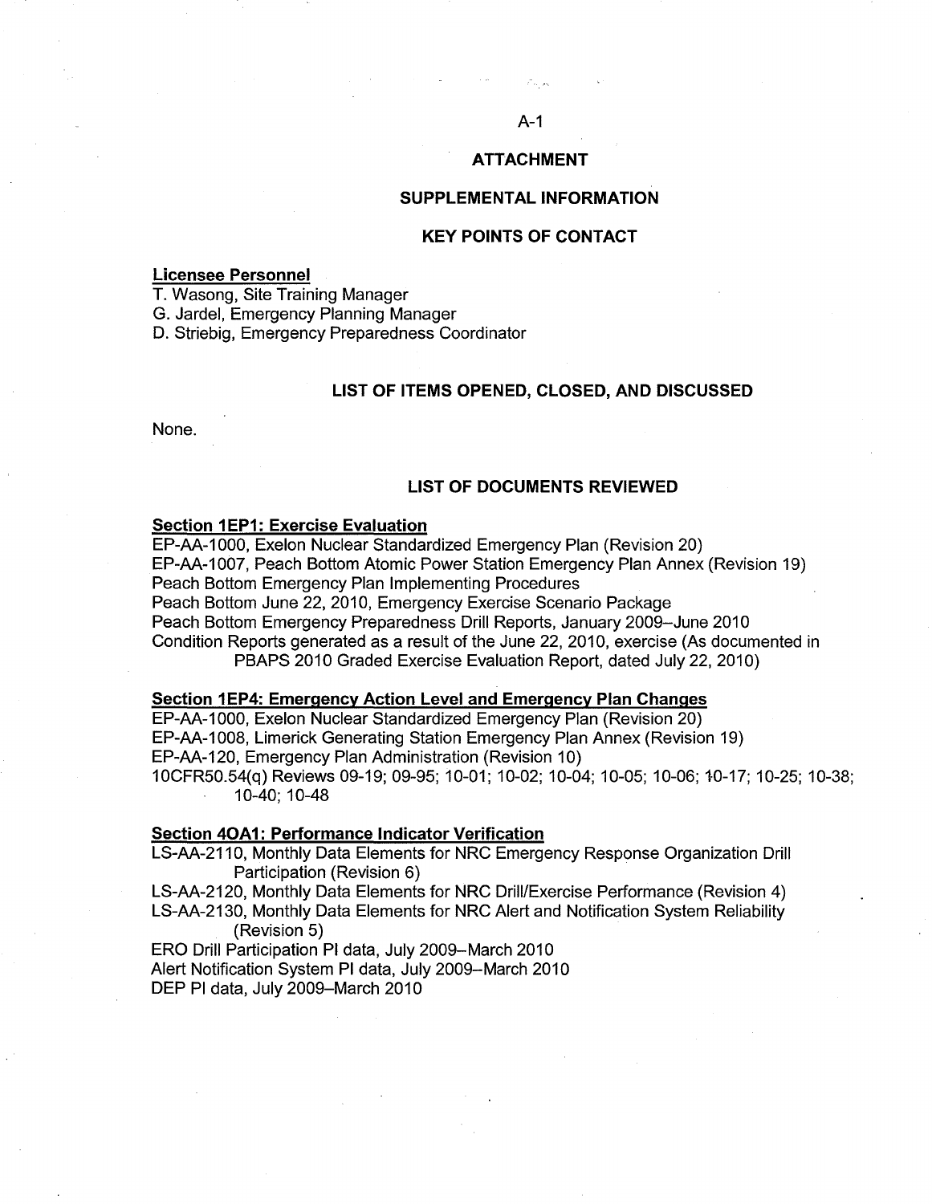# ATTACHMENT

## SUPPLEMENTAL INFORMATION

## KEY POINTS OF CONTACT

**Licensee Personnel**

T. Wasong, Site Training Manager
G. Jardel, Emergency Planning Manager
D. Striebig, Emergency Preparedness Coordinator

## LIST OF ITEMS OPENED, CLOSED, AND DISCUSSED

None.

## LIST OF DOCUMENTS REVIEWED

**Section 1EP1: Exercise Evaluation**

EP-AA-1000, Exelon Nuclear Standardized Emergency Plan (Revision 20)
EP-AA-1007, Peach Bottom Atomic Power Station Emergency Plan Annex (Revision 19)
Peach Bottom Emergency Plan Implementing Procedures
Peach Bottom June 22, 2010, Emergency Exercise Scenario Package
Peach Bottom Emergency Preparedness Drill Reports, January 2009–June 2010
Condition Reports generated as a result of the June 22, 2010, exercise (As documented in PBAPS 2010 Graded Exercise Evaluation Report, dated July 22, 2010)

**Section 1EP4: Emergency Action Level and Emergency Plan Changes**

EP-AA-1000, Exelon Nuclear Standardized Emergency Plan (Revision 20)
EP-AA-1008, Limerick Generating Station Emergency Plan Annex (Revision 19)
EP-AA-120, Emergency Plan Administration (Revision 10)
10CFR50.54(q) Reviews 09-19; 09-95; 10-01; 10-02; 10-04; 10-05; 10-06; 10-17; 10-25; 10-38; 10-40; 10-48

**Section 4OA1: Performance Indicator Verification**

LS-AA-2110, Monthly Data Elements for NRC Emergency Response Organization Drill Participation (Revision 6)
LS-AA-2120, Monthly Data Elements for NRC Drill/Exercise Performance (Revision 4)
LS-AA-2130, Monthly Data Elements for NRC Alert and Notification System Reliability (Revision 5)
ERO Drill Participation PI data, July 2009–March 2010
Alert Notification System PI data, July 2009–March 2010
DEP PI data, July 2009–March 2010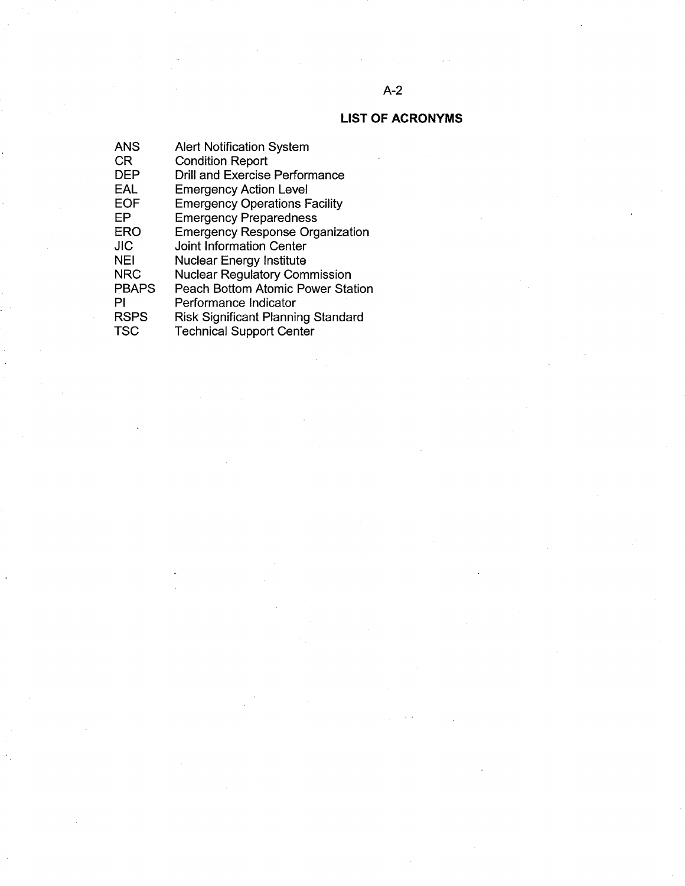## LIST OF ACRONYMS

| | |
|---|---|
| ANS | Alert Notification System |
| CR | Condition Report |
| DEP | Drill and Exercise Performance |
| EAL | Emergency Action Level |
| EOF | Emergency Operations Facility |
| EP | Emergency Preparedness |
| ERO | Emergency Response Organization |
| JIC | Joint Information Center |
| NEI | Nuclear Energy Institute |
| NRC | Nuclear Regulatory Commission |
| PBAPS | Peach Bottom Atomic Power Station |
| PI | Performance Indicator |
| RSPS | Risk Significant Planning Standard |
| TSC | Technical Support Center |